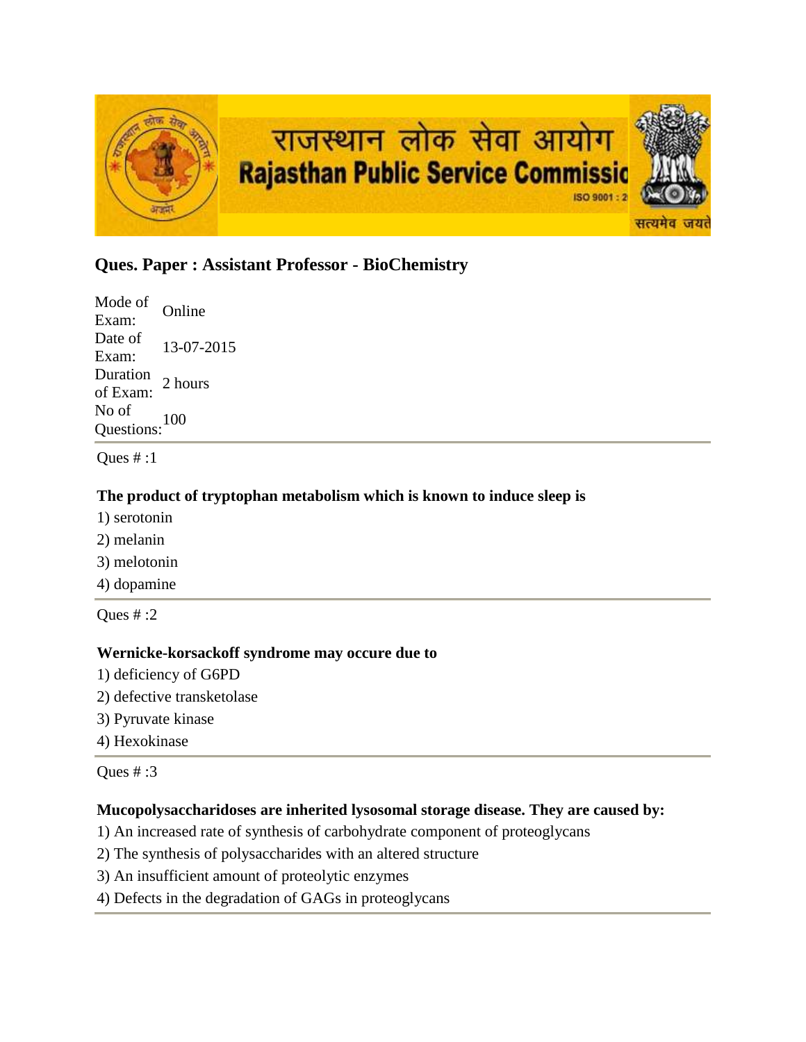राजस्थान लोक सेवा आयोग
Rajasthan Public Service Commission

## Ques. Paper : Assistant Professor - BioChemistry

| | |
|---|---|
| Mode of Exam: | Online |
| Date of Exam: | 13-07-2015 |
| Duration of Exam: | 2 hours |
| No of Questions: | 100 |

Ques # :1

**The product of tryptophan metabolism which is known to induce sleep is**

1) serotonin
2) melanin
3) melotonin
4) dopamine

Ques # :2

**Wernicke-korsackoff syndrome may occure due to**

1) deficiency of G6PD
2) defective transketolase
3) Pyruvate kinase
4) Hexokinase

Ques # :3

**Mucopolysaccharidoses are inherited lysosomal storage disease. They are caused by:**

1) An increased rate of synthesis of carbohydrate component of proteoglycans
2) The synthesis of polysaccharides with an altered structure
3) An insufficient amount of proteolytic enzymes
4) Defects in the degradation of GAGs in proteoglycans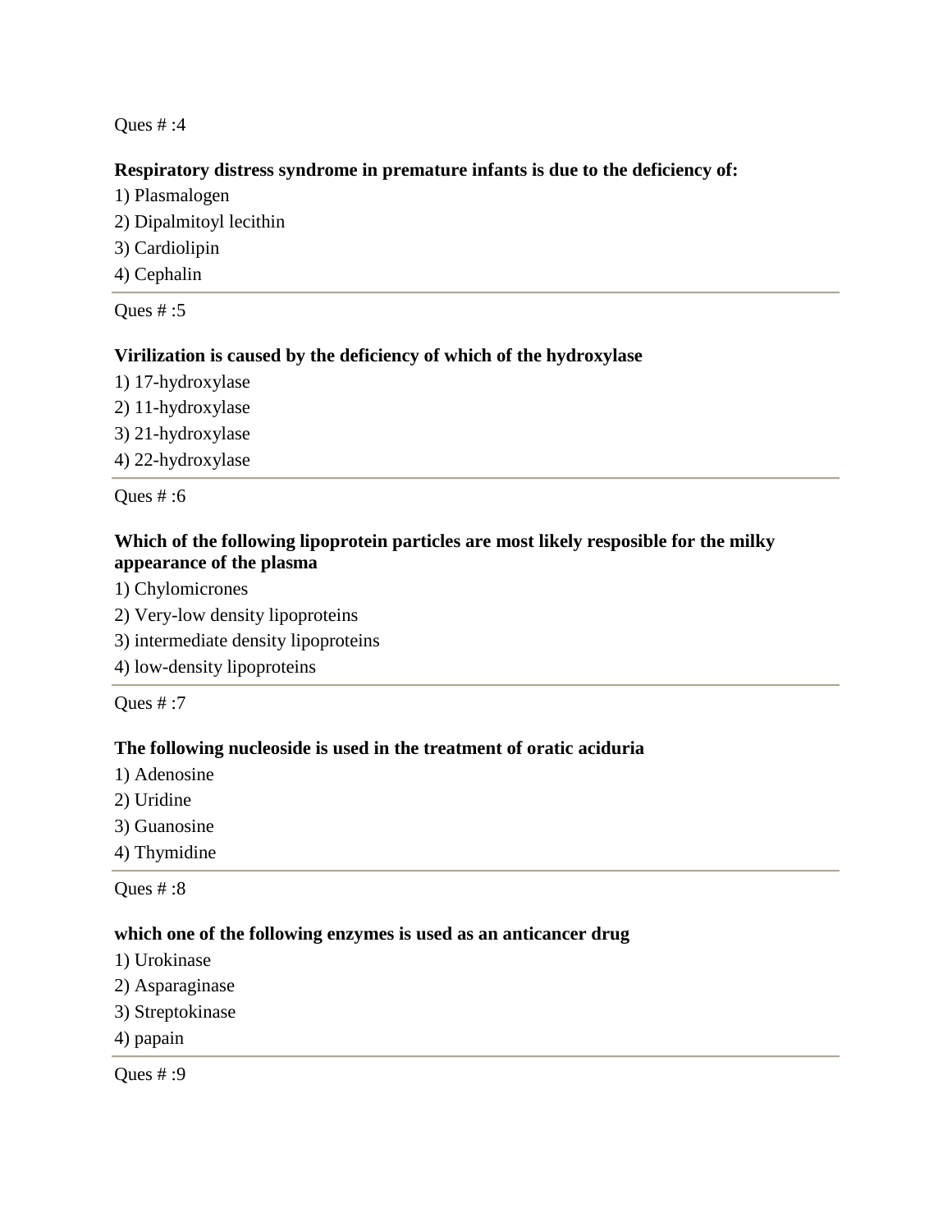Ques # :4

**Respiratory distress syndrome in premature infants is due to the deficiency of:**

1) Plasmalogen
2) Dipalmitoyl lecithin
3) Cardiolipin
4) Cephalin

---

Ques # :5

**Virilization is caused by the deficiency of which of the hydroxylase**

1) 17-hydroxylase
2) 11-hydroxylase
3) 21-hydroxylase
4) 22-hydroxylase

---

Ques # :6

**Which of the following lipoprotein particles are most likely resposible for the milky appearance of the plasma**

1) Chylomicrones
2) Very-low density lipoproteins
3) intermediate density lipoproteins
4) low-density lipoproteins

---

Ques # :7

**The following nucleoside is used in the treatment of oratic aciduria**

1) Adenosine
2) Uridine
3) Guanosine
4) Thymidine

---

Ques # :8

**which one of the following enzymes is used as an anticancer drug**

1) Urokinase
2) Asparaginase
3) Streptokinase
4) papain

---

Ques # :9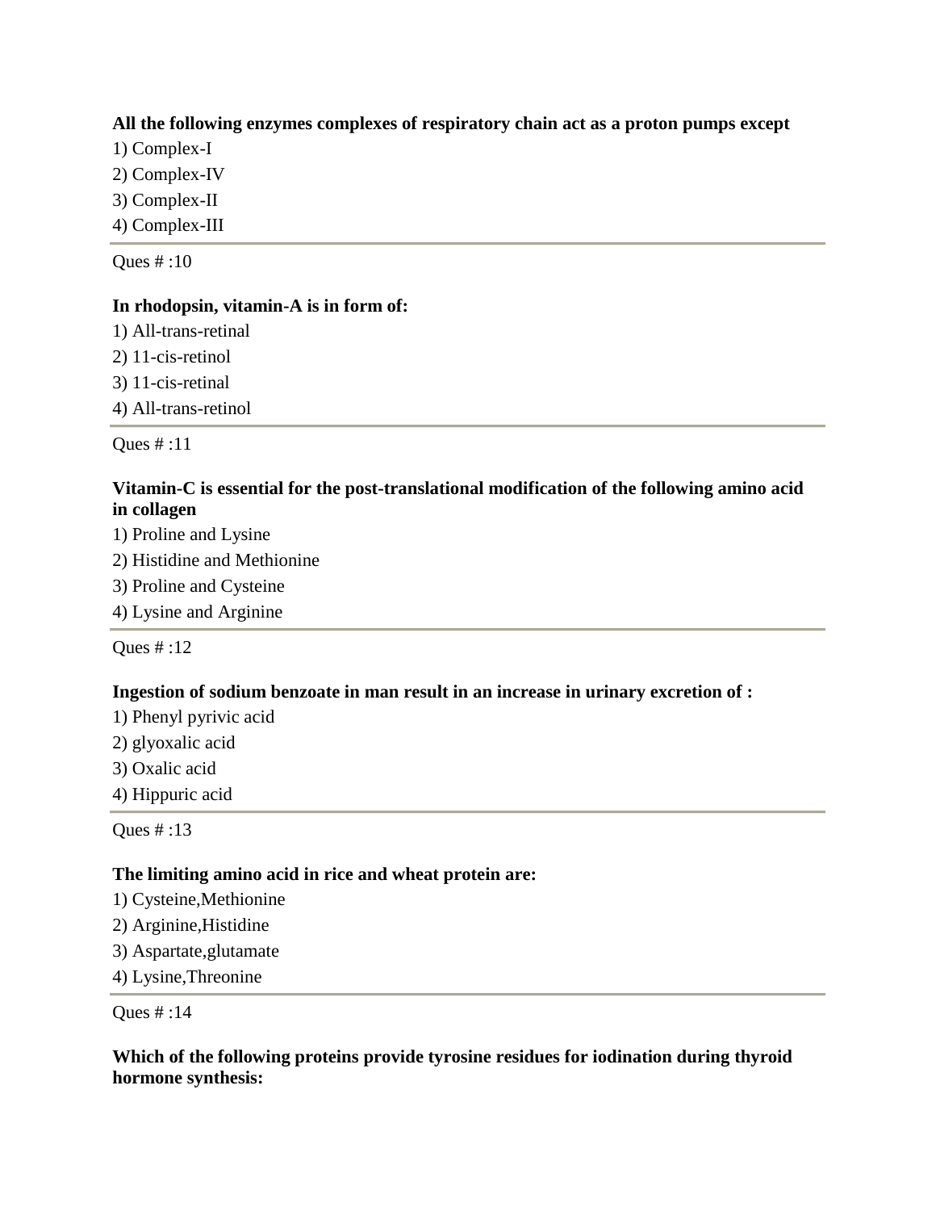**All the following enzymes complexes of respiratory chain act as a proton pumps except**

1) Complex-I
2) Complex-IV
3) Complex-II
4) Complex-III

---

Ques # :10

**In rhodopsin, vitamin-A is in form of:**

1) All-trans-retinal
2) 11-cis-retinol
3) 11-cis-retinal
4) All-trans-retinol

---

Ques # :11

**Vitamin-C is essential for the post-translational modification of the following amino acid in collagen**

1) Proline and Lysine
2) Histidine and Methionine
3) Proline and Cysteine
4) Lysine and Arginine

---

Ques # :12

**Ingestion of sodium benzoate in man result in an increase in urinary excretion of :**

1) Phenyl pyrivic acid
2) glyoxalic acid
3) Oxalic acid
4) Hippuric acid

---

Ques # :13

**The limiting amino acid in rice and wheat protein are:**

1) Cysteine,Methionine
2) Arginine,Histidine
3) Aspartate,glutamate
4) Lysine,Threonine

---

Ques # :14

**Which of the following proteins provide tyrosine residues for iodination during thyroid hormone synthesis:**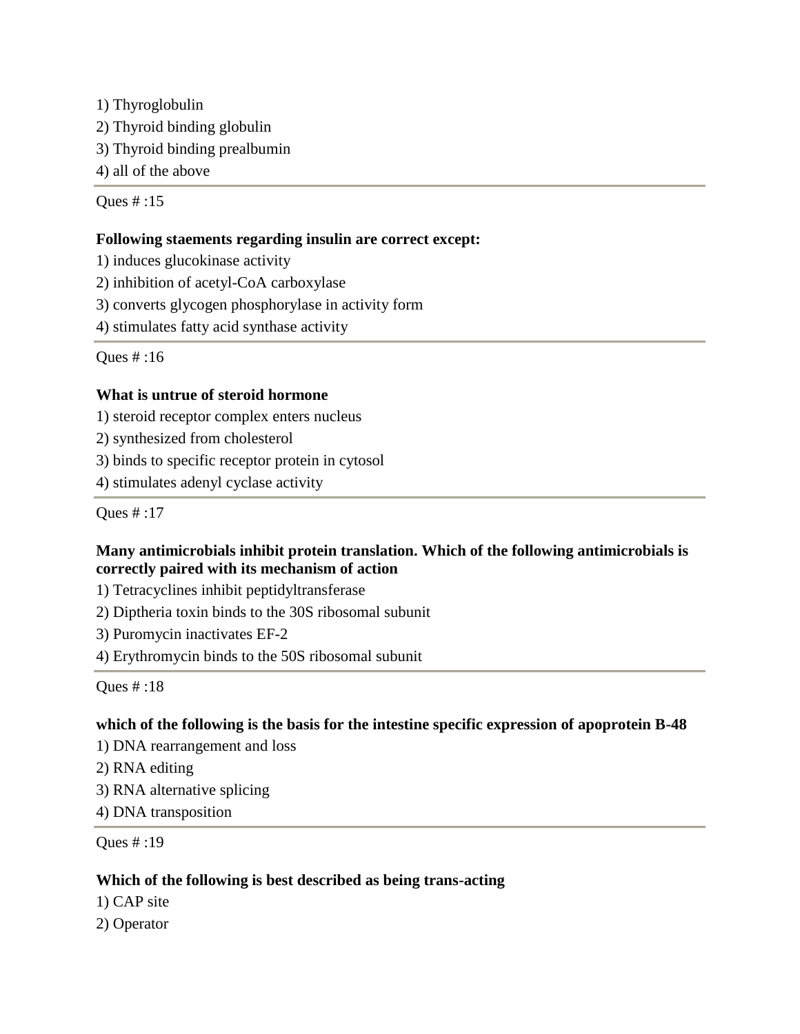1) Thyroglobulin
2) Thyroid binding globulin
3) Thyroid binding prealbumin
4) all of the above

---

Ques # :15

**Following staements regarding insulin are correct except:**

1) induces glucokinase activity
2) inhibition of acetyl-CoA carboxylase
3) converts glycogen phosphorylase in activity form
4) stimulates fatty acid synthase activity

---

Ques # :16

**What is untrue of steroid hormone**

1) steroid receptor complex enters nucleus
2) synthesized from cholesterol
3) binds to specific receptor protein in cytosol
4) stimulates adenyl cyclase activity

---

Ques # :17

**Many antimicrobials inhibit protein translation. Which of the following antimicrobials is correctly paired with its mechanism of action**

1) Tetracyclines inhibit peptidyltransferase
2) Diptheria toxin binds to the 30S ribosomal subunit
3) Puromycin inactivates EF-2
4) Erythromycin binds to the 50S ribosomal subunit

---

Ques # :18

**which of the following is the basis for the intestine specific expression of apoprotein B-48**

1) DNA rearrangement and loss
2) RNA editing
3) RNA alternative splicing
4) DNA transposition

---

Ques # :19

**Which of the following is best described as being trans-acting**

1) CAP site
2) Operator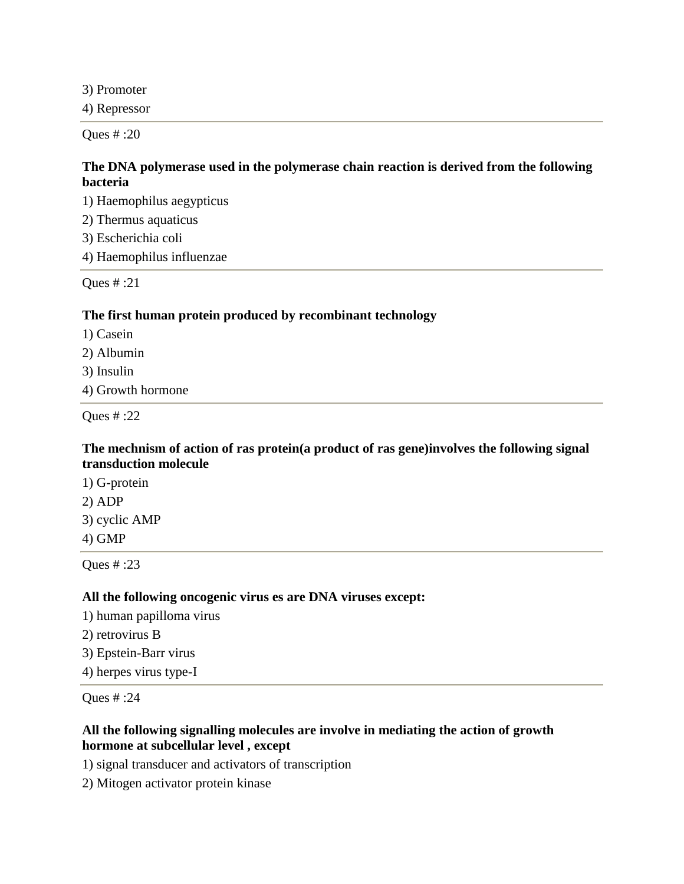3) Promoter

4) Repressor

---

Ques # :20

**The DNA polymerase used in the polymerase chain reaction is derived from the following bacteria**

1) Haemophilus aegypticus

2) Thermus aquaticus

3) Escherichia coli

4) Haemophilus influenzae

---

Ques # :21

**The first human protein produced by recombinant technology**

1) Casein

2) Albumin

3) Insulin

4) Growth hormone

---

Ques # :22

**The mechnism of action of ras protein(a product of ras gene)involves the following signal transduction molecule**

1) G-protein

2) ADP

3) cyclic AMP

4) GMP

---

Ques # :23

**All the following oncogenic virus es are DNA viruses except:**

1) human papilloma virus

2) retrovirus B

3) Epstein-Barr virus

4) herpes virus type-I

---

Ques # :24

**All the following signalling molecules are involve in mediating the action of growth hormone at subcellular level , except**

1) signal transducer and activators of transcription

2) Mitogen activator protein kinase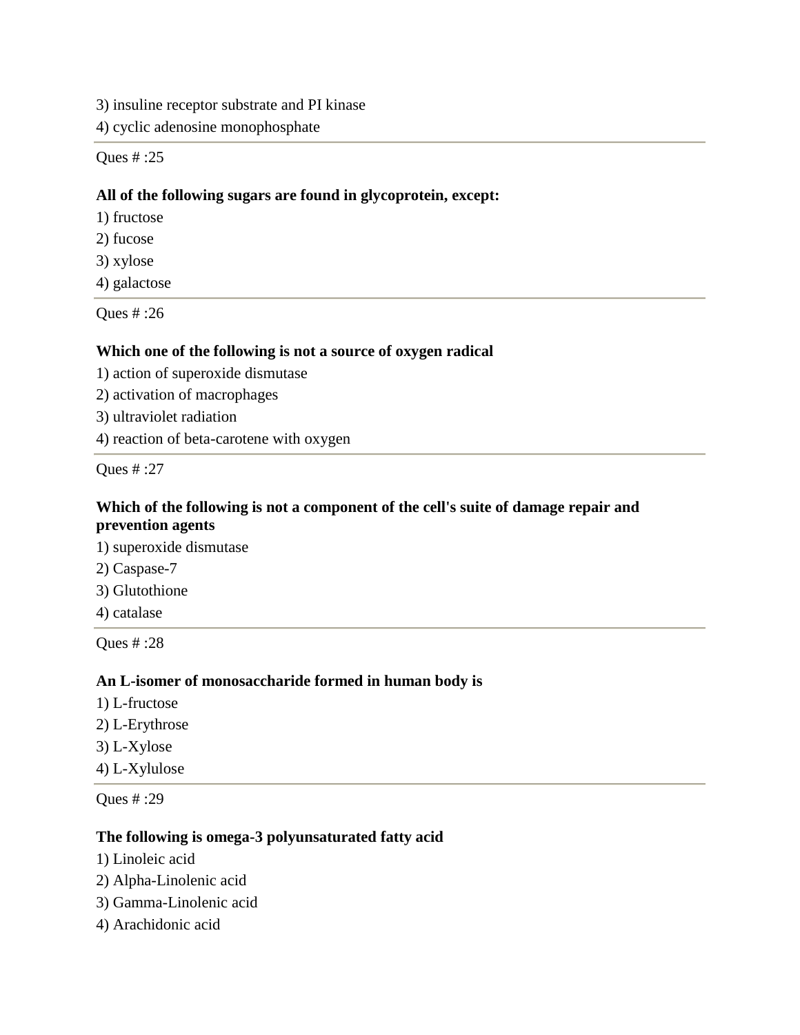3) insuline receptor substrate and PI kinase
4) cyclic adenosine monophosphate

---

Ques # :25

**All of the following sugars are found in glycoprotein, except:**

1) fructose
2) fucose
3) xylose
4) galactose

---

Ques # :26

**Which one of the following is not a source of oxygen radical**

1) action of superoxide dismutase
2) activation of macrophages
3) ultraviolet radiation
4) reaction of beta-carotene with oxygen

---

Ques # :27

**Which of the following is not a component of the cell's suite of damage repair and prevention agents**

1) superoxide dismutase
2) Caspase-7
3) Glutothione
4) catalase

---

Ques # :28

**An L-isomer of monosaccharide formed in human body is**

1) L-fructose
2) L-Erythrose
3) L-Xylose
4) L-Xylulose

---

Ques # :29

**The following is omega-3 polyunsaturated fatty acid**

1) Linoleic acid
2) Alpha-Linolenic acid
3) Gamma-Linolenic acid
4) Arachidonic acid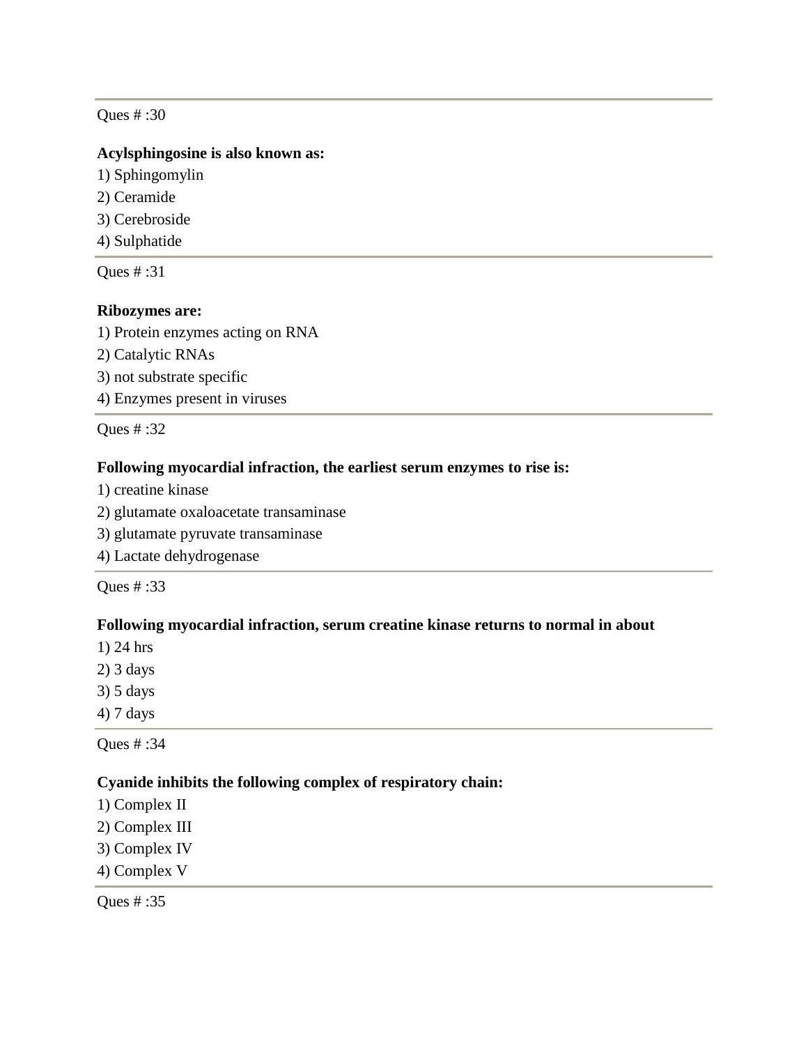---

Ques # :30

**Acylsphingosine is also known as:**

1) Sphingomylin
2) Ceramide
3) Cerebroside
4) Sulphatide

---

Ques # :31

**Ribozymes are:**

1) Protein enzymes acting on RNA
2) Catalytic RNAs
3) not substrate specific
4) Enzymes present in viruses

---

Ques # :32

**Following myocardial infraction, the earliest serum enzymes to rise is:**

1) creatine kinase
2) glutamate oxaloacetate transaminase
3) glutamate pyruvate transaminase
4) Lactate dehydrogenase

---

Ques # :33

**Following myocardial infraction, serum creatine kinase returns to normal in about**

1) 24 hrs
2) 3 days
3) 5 days
4) 7 days

---

Ques # :34

**Cyanide inhibits the following complex of respiratory chain:**

1) Complex II
2) Complex III
3) Complex IV
4) Complex V

---

Ques # :35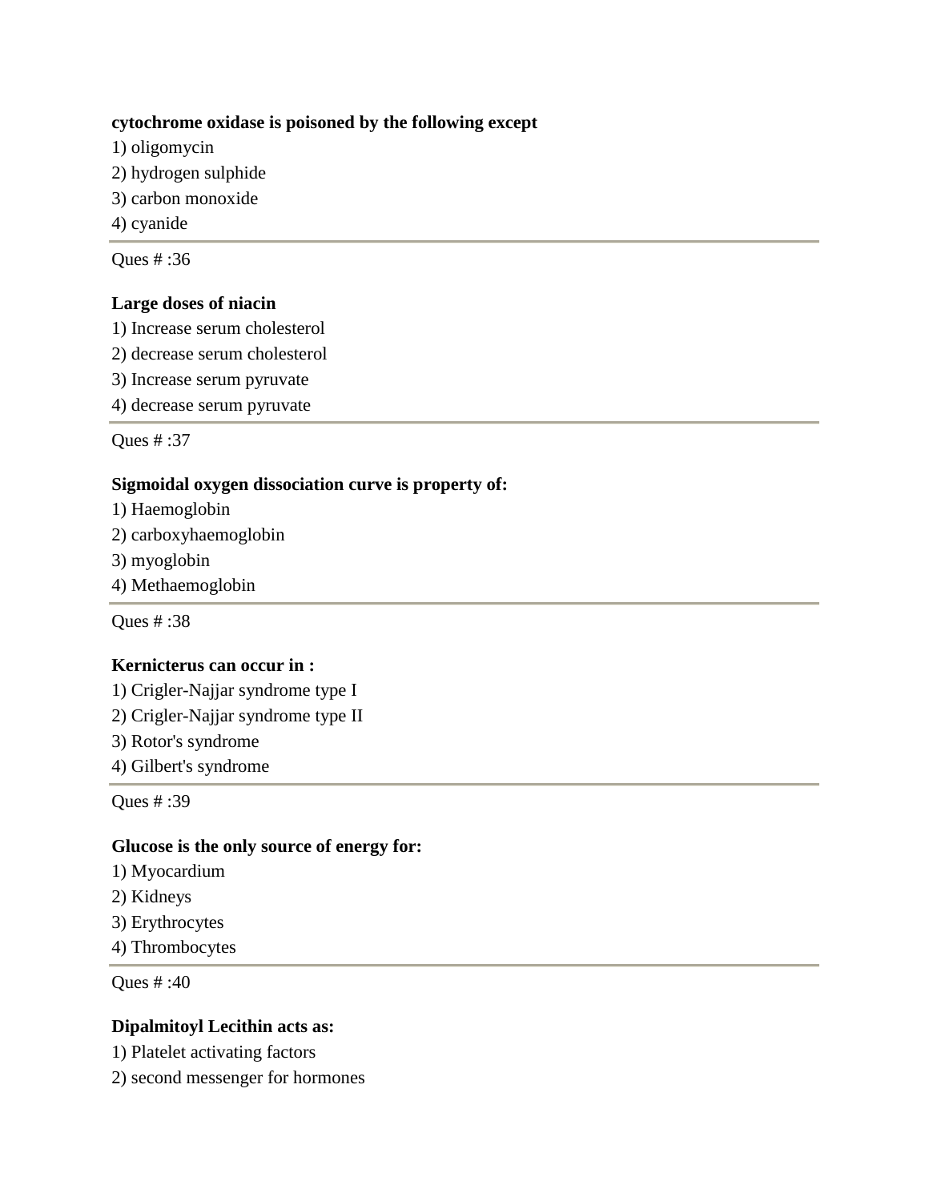**cytochrome oxidase is poisoned by the following except**

1) oligomycin
2) hydrogen sulphide
3) carbon monoxide
4) cyanide

---

Ques # :36

**Large doses of niacin**

1) Increase serum cholesterol
2) decrease serum cholesterol
3) Increase serum pyruvate
4) decrease serum pyruvate

---

Ques # :37

**Sigmoidal oxygen dissociation curve is property of:**

1) Haemoglobin
2) carboxyhaemoglobin
3) myoglobin
4) Methaemoglobin

---

Ques # :38

**Kernicterus can occur in :**

1) Crigler-Najjar syndrome type I
2) Crigler-Najjar syndrome type II
3) Rotor's syndrome
4) Gilbert's syndrome

---

Ques # :39

**Glucose is the only source of energy for:**

1) Myocardium
2) Kidneys
3) Erythrocytes
4) Thrombocytes

---

Ques # :40

**Dipalmitoyl Lecithin acts as:**

1) Platelet activating factors
2) second messenger for hormones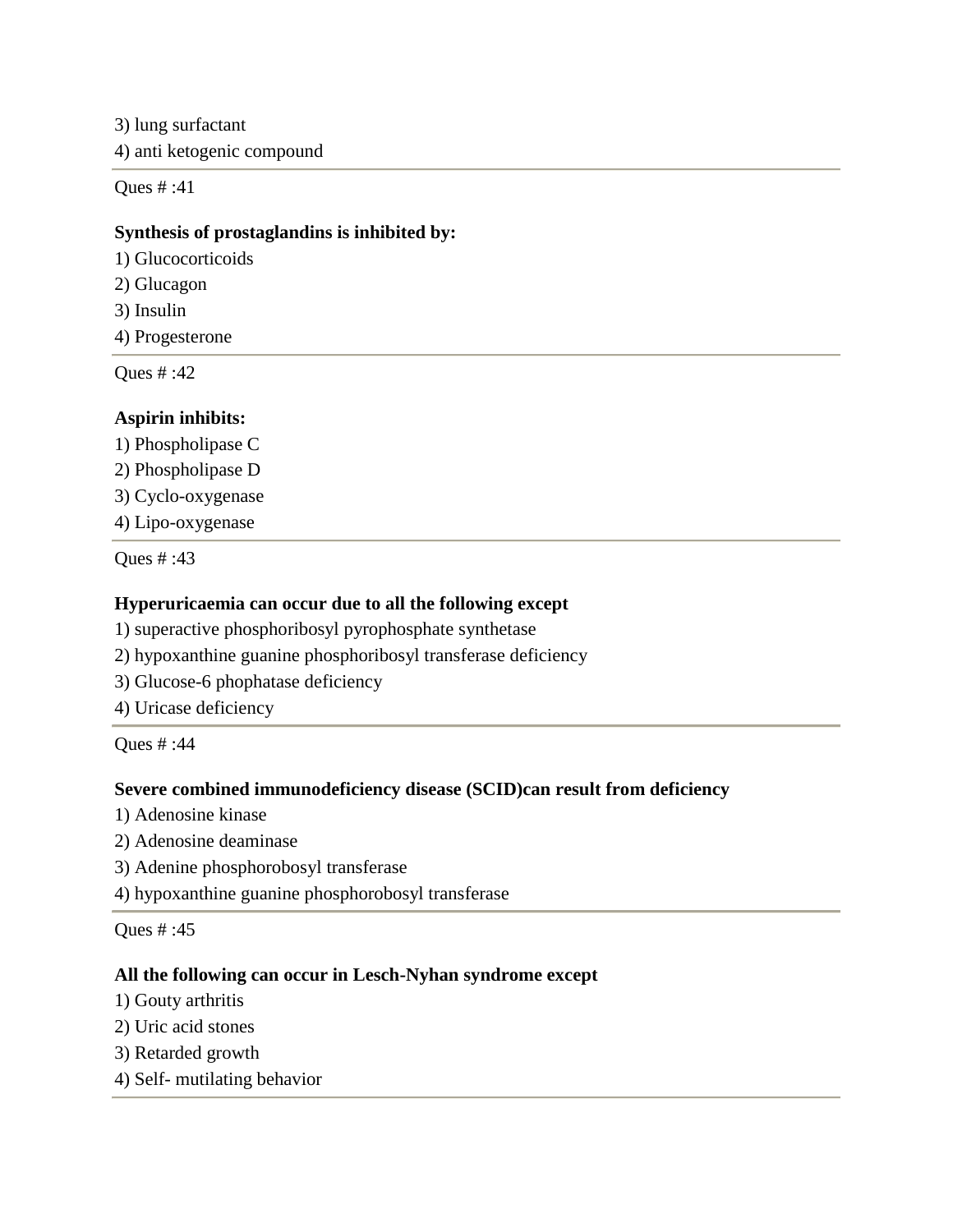3) lung surfactant

4) anti ketogenic compound

---

Ques # :41

**Synthesis of prostaglandins is inhibited by:**

1) Glucocorticoids

2) Glucagon

3) Insulin

4) Progesterone

---

Ques # :42

**Aspirin inhibits:**

1) Phospholipase C

2) Phospholipase D

3) Cyclo-oxygenase

4) Lipo-oxygenase

---

Ques # :43

**Hyperuricaemia can occur due to all the following except**

1) superactive phosphoribosyl pyrophosphate synthetase

2) hypoxanthine guanine phosphoribosyl transferase deficiency

3) Glucose-6 phophatase deficiency

4) Uricase deficiency

---

Ques # :44

**Severe combined immunodeficiency disease (SCID)can result from deficiency**

1) Adenosine kinase

2) Adenosine deaminase

3) Adenine phosphorobosyl transferase

4) hypoxanthine guanine phosphorobosyl transferase

---

Ques # :45

**All the following can occur in Lesch-Nyhan syndrome except**

1) Gouty arthritis

2) Uric acid stones

3) Retarded growth

4) Self- mutilating behavior

---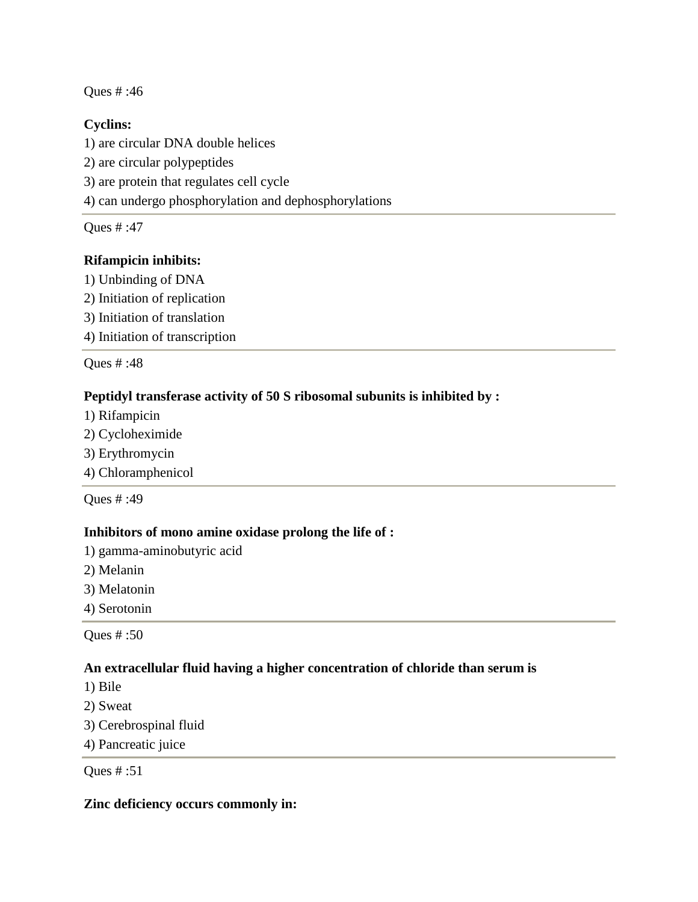Ques # :46

**Cyclins:**

1) are circular DNA double helices
2) are circular polypeptides
3) are protein that regulates cell cycle
4) can undergo phosphorylation and dephosphorylations

---

Ques # :47

**Rifampicin inhibits:**

1) Unbinding of DNA
2) Initiation of replication
3) Initiation of translation
4) Initiation of transcription

---

Ques # :48

**Peptidyl transferase activity of 50 S ribosomal subunits is inhibited by :**

1) Rifampicin
2) Cycloheximide
3) Erythromycin
4) Chloramphenicol

---

Ques # :49

**Inhibitors of mono amine oxidase prolong the life of :**

1) gamma-aminobutyric acid
2) Melanin
3) Melatonin
4) Serotonin

---

Ques # :50

**An extracellular fluid having a higher concentration of chloride than serum is**

1) Bile
2) Sweat
3) Cerebrospinal fluid
4) Pancreatic juice

---

Ques # :51

**Zinc deficiency occurs commonly in:**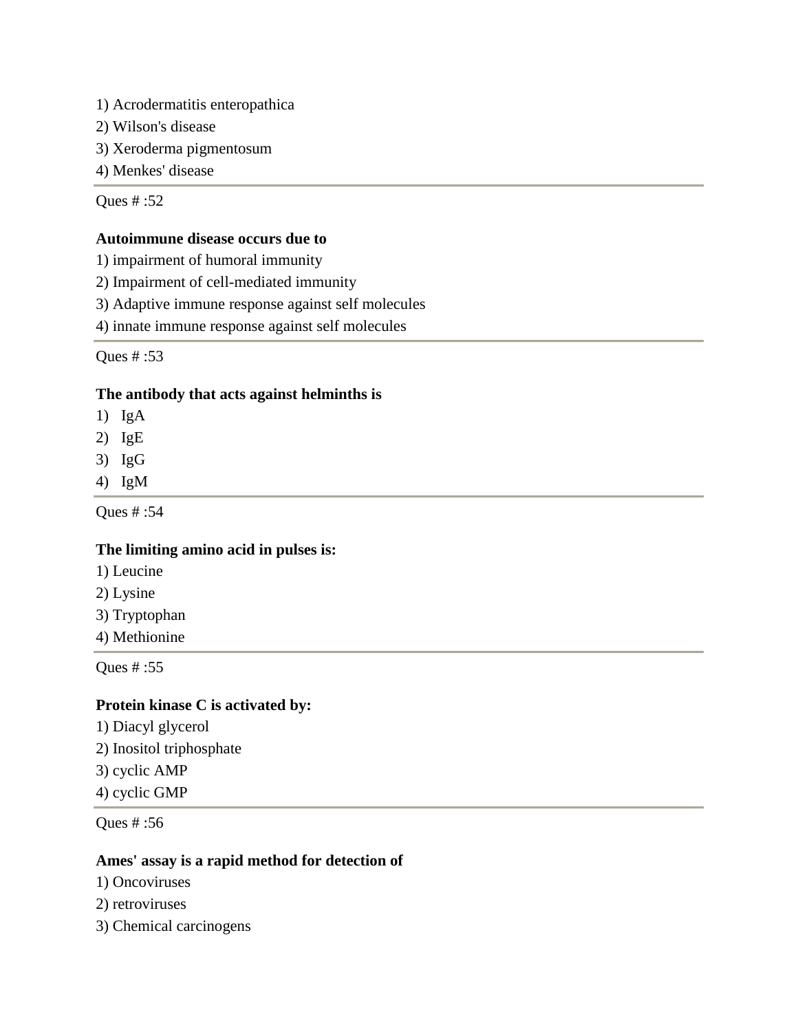1) Acrodermatitis enteropathica

2) Wilson's disease

3) Xeroderma pigmentosum

4) Menkes' disease

---

Ques # :52

**Autoimmune disease occurs due to**

1) impairment of humoral immunity

2) Impairment of cell-mediated immunity

3) Adaptive immune response against self molecules

4) innate immune response against self molecules

---

Ques # :53

**The antibody that acts against helminths is**

1) IgA

2) IgE

3) IgG

4) IgM

---

Ques # :54

**The limiting amino acid in pulses is:**

1) Leucine

2) Lysine

3) Tryptophan

4) Methionine

---

Ques # :55

**Protein kinase C is activated by:**

1) Diacyl glycerol

2) Inositol triphosphate

3) cyclic AMP

4) cyclic GMP

---

Ques # :56

**Ames' assay is a rapid method for detection of**

1) Oncoviruses

2) retroviruses

3) Chemical carcinogens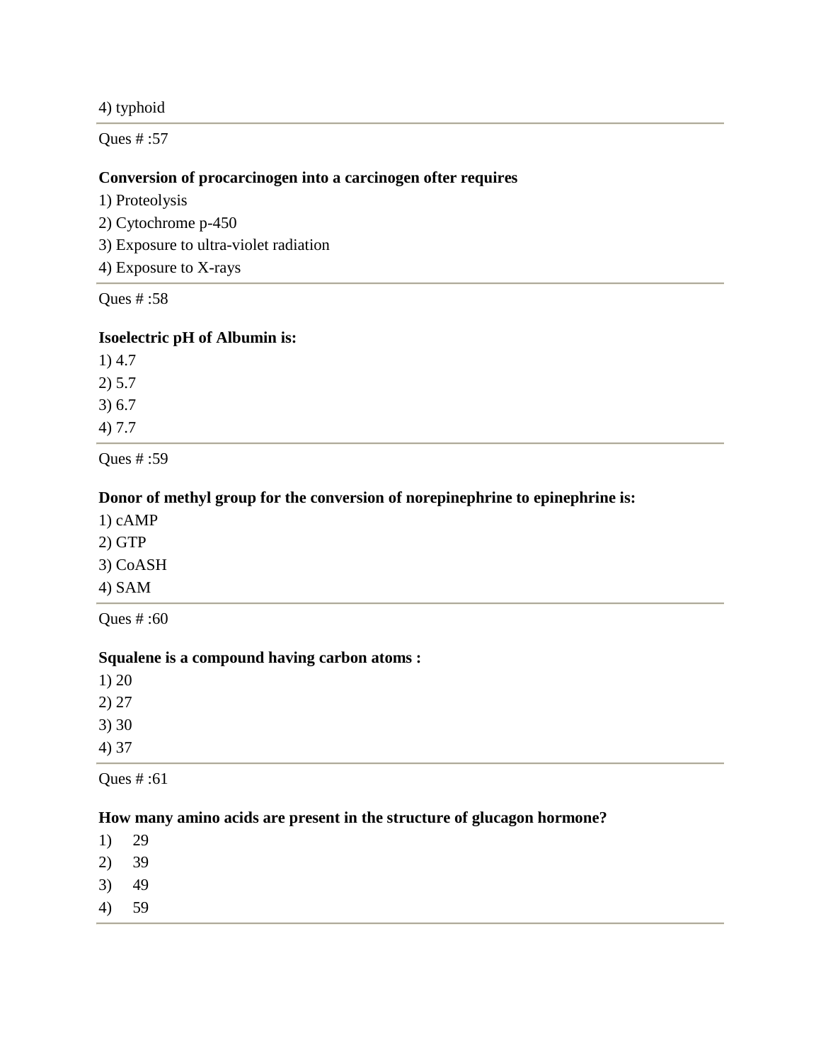4) typhoid

Ques # :57

**Conversion of procarcinogen into a carcinogen ofter requires**

1) Proteolysis
2) Cytochrome p-450
3) Exposure to ultra-violet radiation
4) Exposure to X-rays

Ques # :58

**Isoelectric pH of Albumin is:**

1) 4.7
2) 5.7
3) 6.7
4) 7.7

Ques # :59

**Donor of methyl group for the conversion of norepinephrine to epinephrine is:**

1) cAMP
2) GTP
3) CoASH
4) SAM

Ques # :60

**Squalene is a compound having carbon atoms :**

1) 20
2) 27
3) 30
4) 37

Ques # :61

**How many amino acids are present in the structure of glucagon hormone?**

1) 29
2) 39
3) 49
4) 59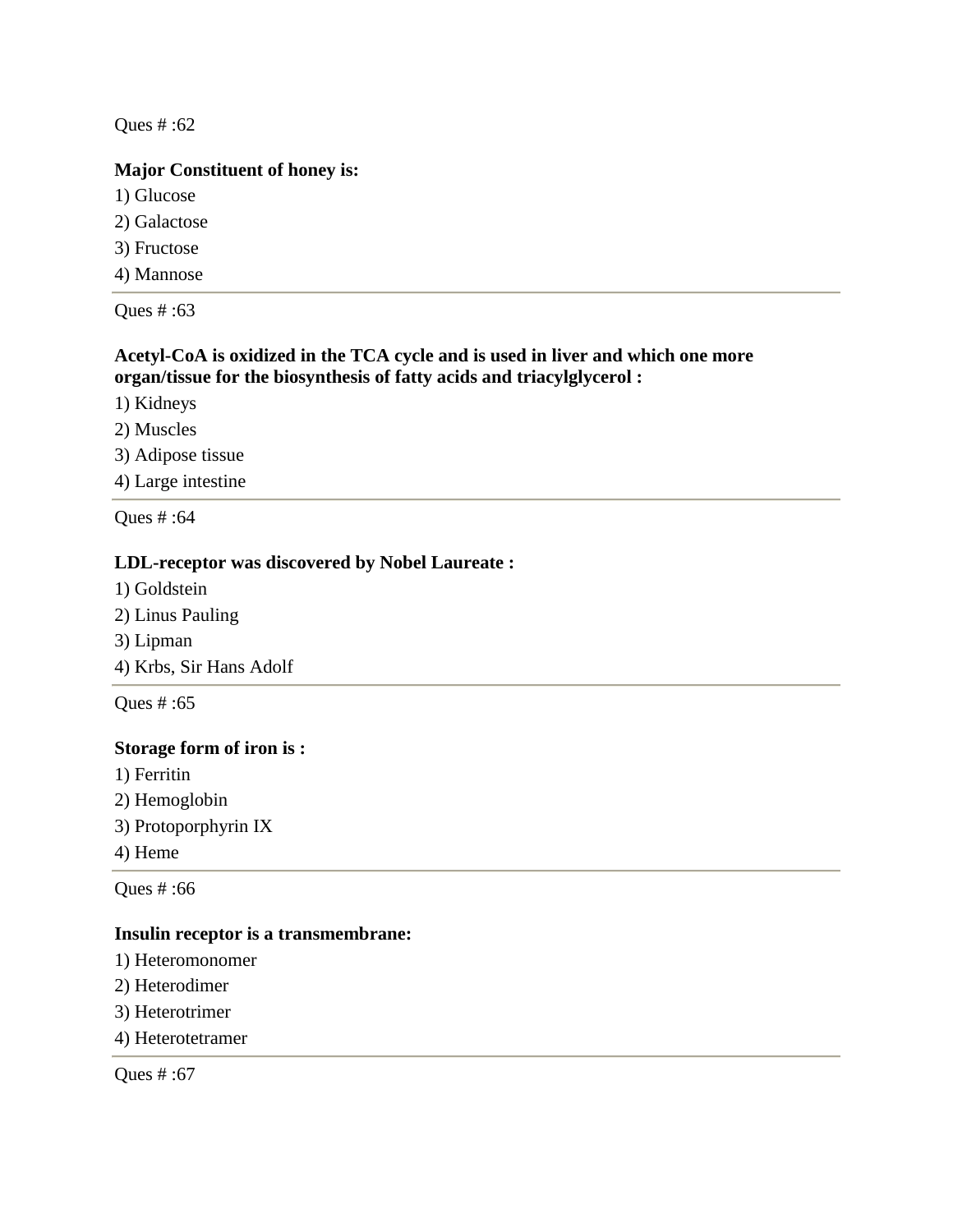Ques # :62

**Major Constituent of honey is:**

1) Glucose
2) Galactose
3) Fructose
4) Mannose

---

Ques # :63

**Acetyl-CoA is oxidized in the TCA cycle and is used in liver and which one more organ/tissue for the biosynthesis of fatty acids and triacylglycerol :**

1) Kidneys
2) Muscles
3) Adipose tissue
4) Large intestine

---

Ques # :64

**LDL-receptor was discovered by Nobel Laureate :**

1) Goldstein
2) Linus Pauling
3) Lipman
4) Krbs, Sir Hans Adolf

---

Ques # :65

**Storage form of iron is :**

1) Ferritin
2) Hemoglobin
3) Protoporphyrin IX
4) Heme

---

Ques # :66

**Insulin receptor is a transmembrane:**

1) Heteromonomer
2) Heterodimer
3) Heterotrimer
4) Heterotetramer

---

Ques # :67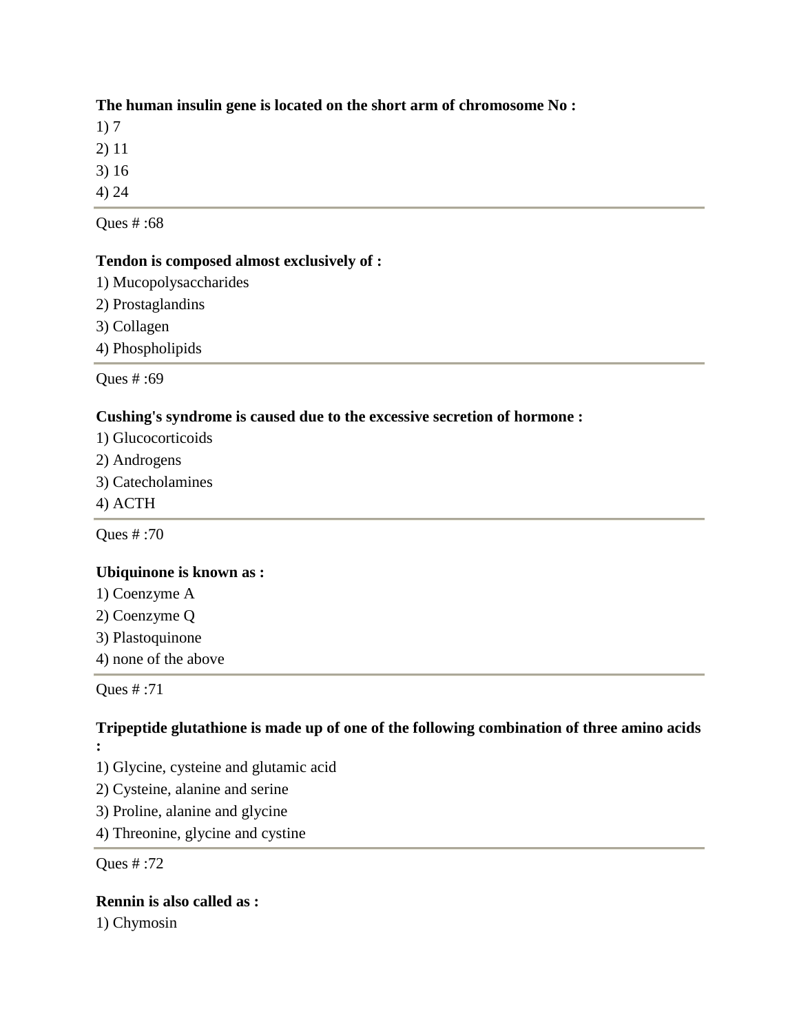**The human insulin gene is located on the short arm of chromosome No :**

1) 7
2) 11
3) 16
4) 24

---

Ques # :68

**Tendon is composed almost exclusively of :**

1) Mucopolysaccharides
2) Prostaglandins
3) Collagen
4) Phospholipids

---

Ques # :69

**Cushing's syndrome is caused due to the excessive secretion of hormone :**

1) Glucocorticoids
2) Androgens
3) Catecholamines
4) ACTH

---

Ques # :70

**Ubiquinone is known as :**

1) Coenzyme A
2) Coenzyme Q
3) Plastoquinone
4) none of the above

---

Ques # :71

**Tripeptide glutathione is made up of one of the following combination of three amino acids :**

1) Glycine, cysteine and glutamic acid
2) Cysteine, alanine and serine
3) Proline, alanine and glycine
4) Threonine, glycine and cystine

---

Ques # :72

**Rennin is also called as :**

1) Chymosin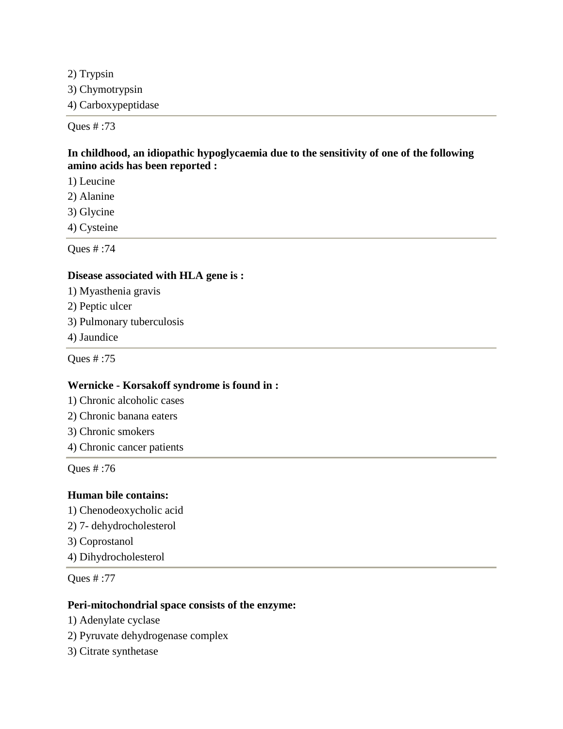2) Trypsin

3) Chymotrypsin

4) Carboxypeptidase

---

Ques # :73

**In childhood, an idiopathic hypoglycaemia due to the sensitivity of one of the following amino acids has been reported :**

1) Leucine

2) Alanine

3) Glycine

4) Cysteine

---

Ques # :74

**Disease associated with HLA gene is :**

1) Myasthenia gravis

2) Peptic ulcer

3) Pulmonary tuberculosis

4) Jaundice

---

Ques # :75

**Wernicke - Korsakoff syndrome is found in :**

1) Chronic alcoholic cases

2) Chronic banana eaters

3) Chronic smokers

4) Chronic cancer patients

---

Ques # :76

**Human bile contains:**

1) Chenodeoxycholic acid

2) 7- dehydrocholesterol

3) Coprostanol

4) Dihydrocholesterol

---

Ques # :77

**Peri-mitochondrial space consists of the enzyme:**

1) Adenylate cyclase

2) Pyruvate dehydrogenase complex

3) Citrate synthetase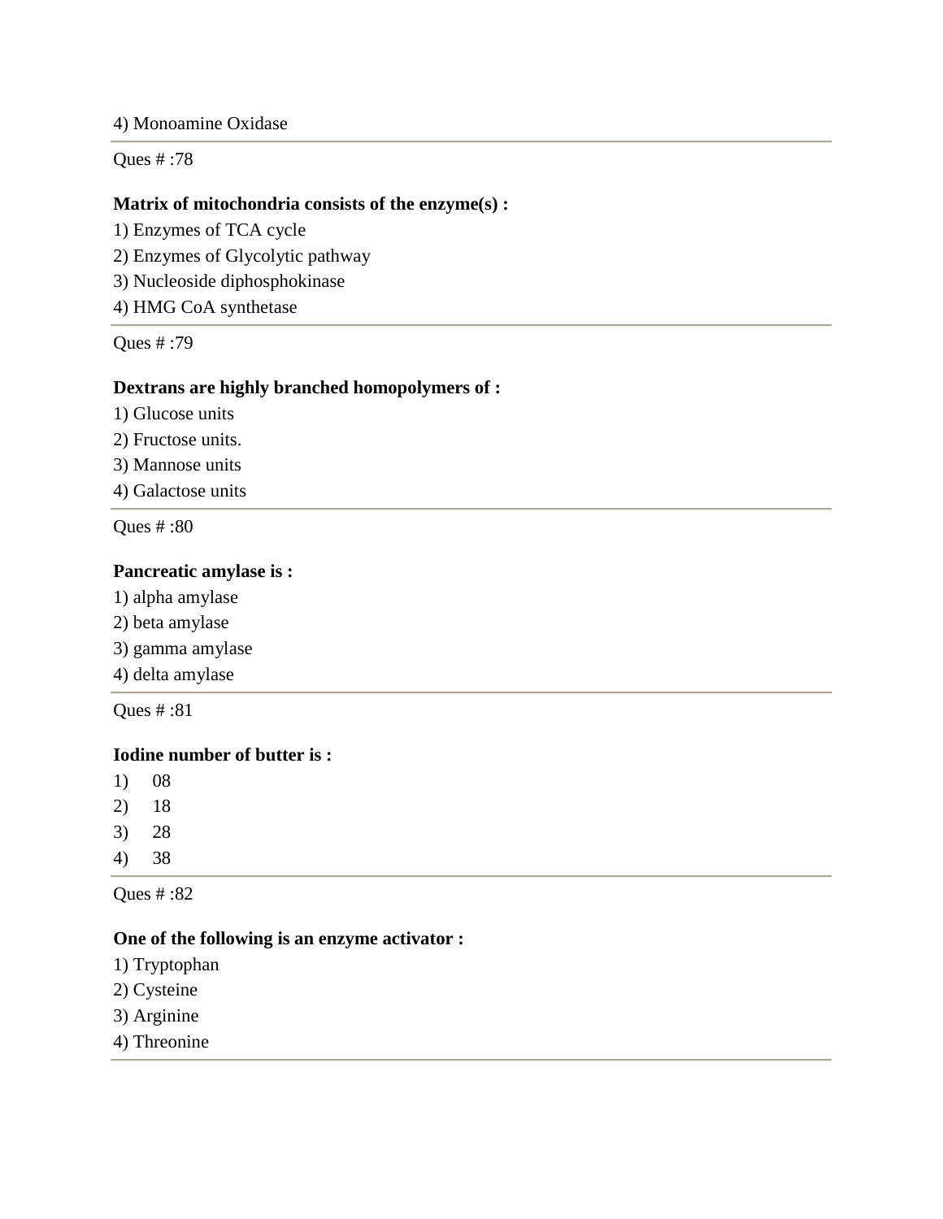4) Monoamine Oxidase

---

Ques # :78

**Matrix of mitochondria consists of the enzyme(s) :**

1) Enzymes of TCA cycle
2) Enzymes of Glycolytic pathway
3) Nucleoside diphosphokinase
4) HMG CoA synthetase

---

Ques # :79

**Dextrans are highly branched homopolymers of :**

1) Glucose units
2) Fructose units.
3) Mannose units
4) Galactose units

---

Ques # :80

**Pancreatic amylase is :**

1) alpha amylase
2) beta amylase
3) gamma amylase
4) delta amylase

---

Ques # :81

**Iodine number of butter is :**

1) 08
2) 18
3) 28
4) 38

---

Ques # :82

**One of the following is an enzyme activator :**

1) Tryptophan
2) Cysteine
3) Arginine
4) Threonine

---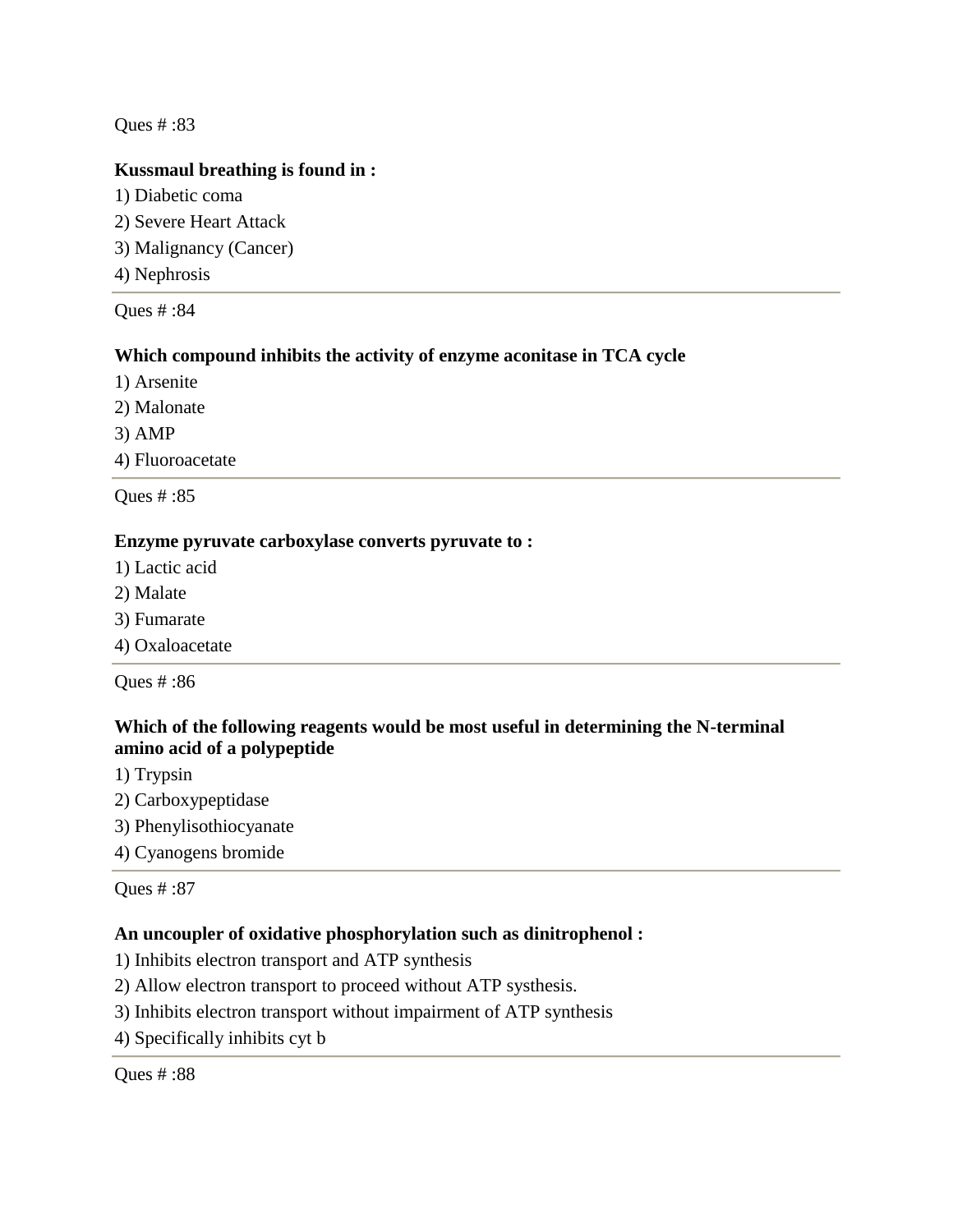Ques # :83

**Kussmaul breathing is found in :**

1) Diabetic coma
2) Severe Heart Attack
3) Malignancy (Cancer)
4) Nephrosis

---

Ques # :84

**Which compound inhibits the activity of enzyme aconitase in TCA cycle**

1) Arsenite
2) Malonate
3) AMP
4) Fluoroacetate

---

Ques # :85

**Enzyme pyruvate carboxylase converts pyruvate to :**

1) Lactic acid
2) Malate
3) Fumarate
4) Oxaloacetate

---

Ques # :86

**Which of the following reagents would be most useful in determining the N-terminal amino acid of a polypeptide**

1) Trypsin
2) Carboxypeptidase
3) Phenylisothiocyanate
4) Cyanogens bromide

---

Ques # :87

**An uncoupler of oxidative phosphorylation such as dinitrophenol :**

1) Inhibits electron transport and ATP synthesis
2) Allow electron transport to proceed without ATP systhesis.
3) Inhibits electron transport without impairment of ATP synthesis
4) Specifically inhibits cyt b

---

Ques # :88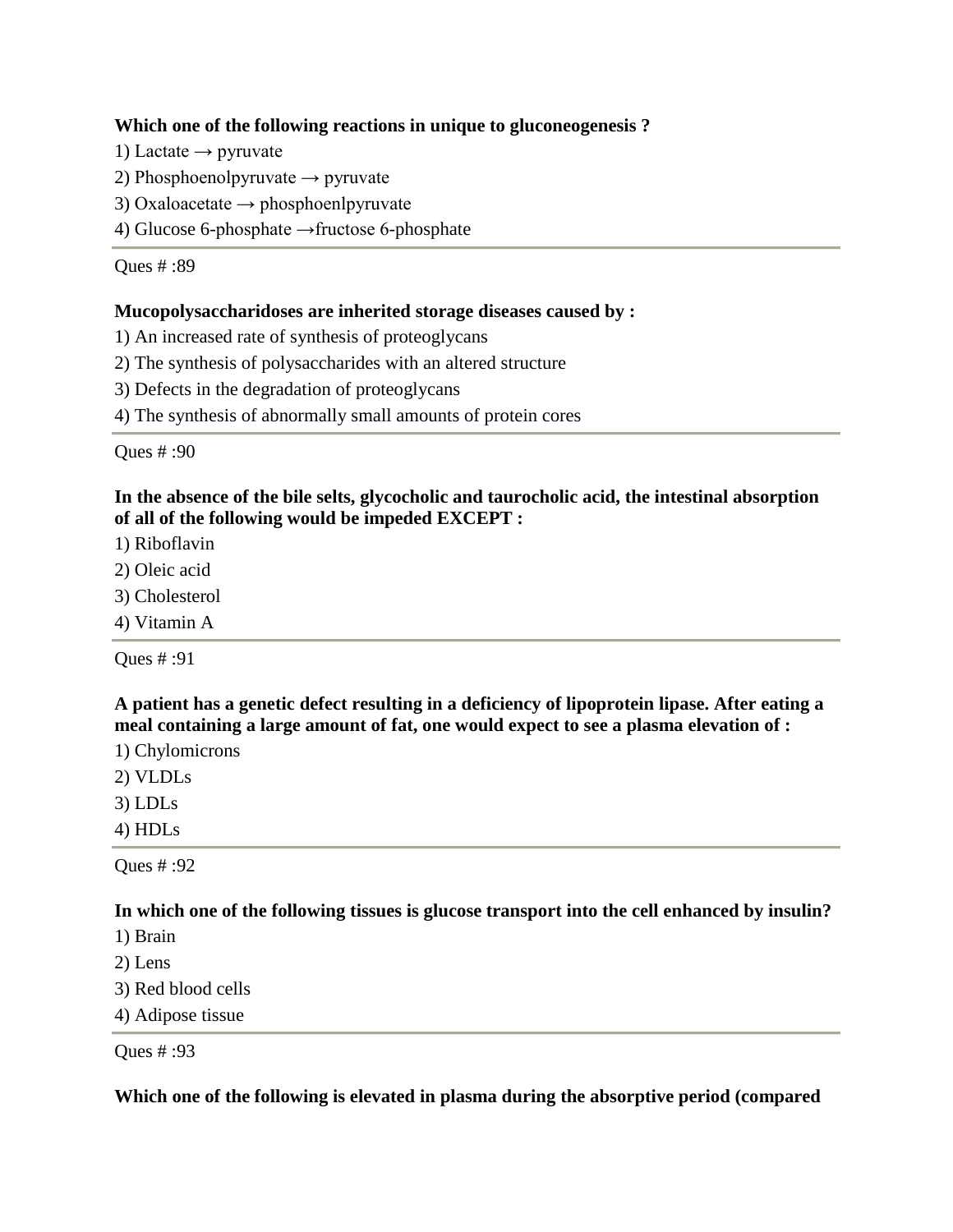**Which one of the following reactions in unique to gluconeogenesis ?**

1) Lactate → pyruvate

2) Phosphoenolpyruvate → pyruvate

3) Oxaloacetate → phosphoenlpyruvate

4) Glucose 6-phosphate →fructose 6-phosphate

Ques # :89

**Mucopolysaccharidoses are inherited storage diseases caused by :**

1) An increased rate of synthesis of proteoglycans

2) The synthesis of polysaccharides with an altered structure

3) Defects in the degradation of proteoglycans

4) The synthesis of abnormally small amounts of protein cores

Ques # :90

**In the absence of the bile selts, glycocholic and taurocholic acid, the intestinal absorption of all of the following would be impeded EXCEPT :**

1) Riboflavin

2) Oleic acid

3) Cholesterol

4) Vitamin A

Ques # :91

**A patient has a genetic defect resulting in a deficiency of lipoprotein lipase. After eating a meal containing a large amount of fat, one would expect to see a plasma elevation of :**

1) Chylomicrons

2) VLDLs

3) LDLs

4) HDLs

Ques # :92

**In which one of the following tissues is glucose transport into the cell enhanced by insulin?**

1) Brain

2) Lens

3) Red blood cells

4) Adipose tissue

Ques # :93

**Which one of the following is elevated in plasma during the absorptive period (compared**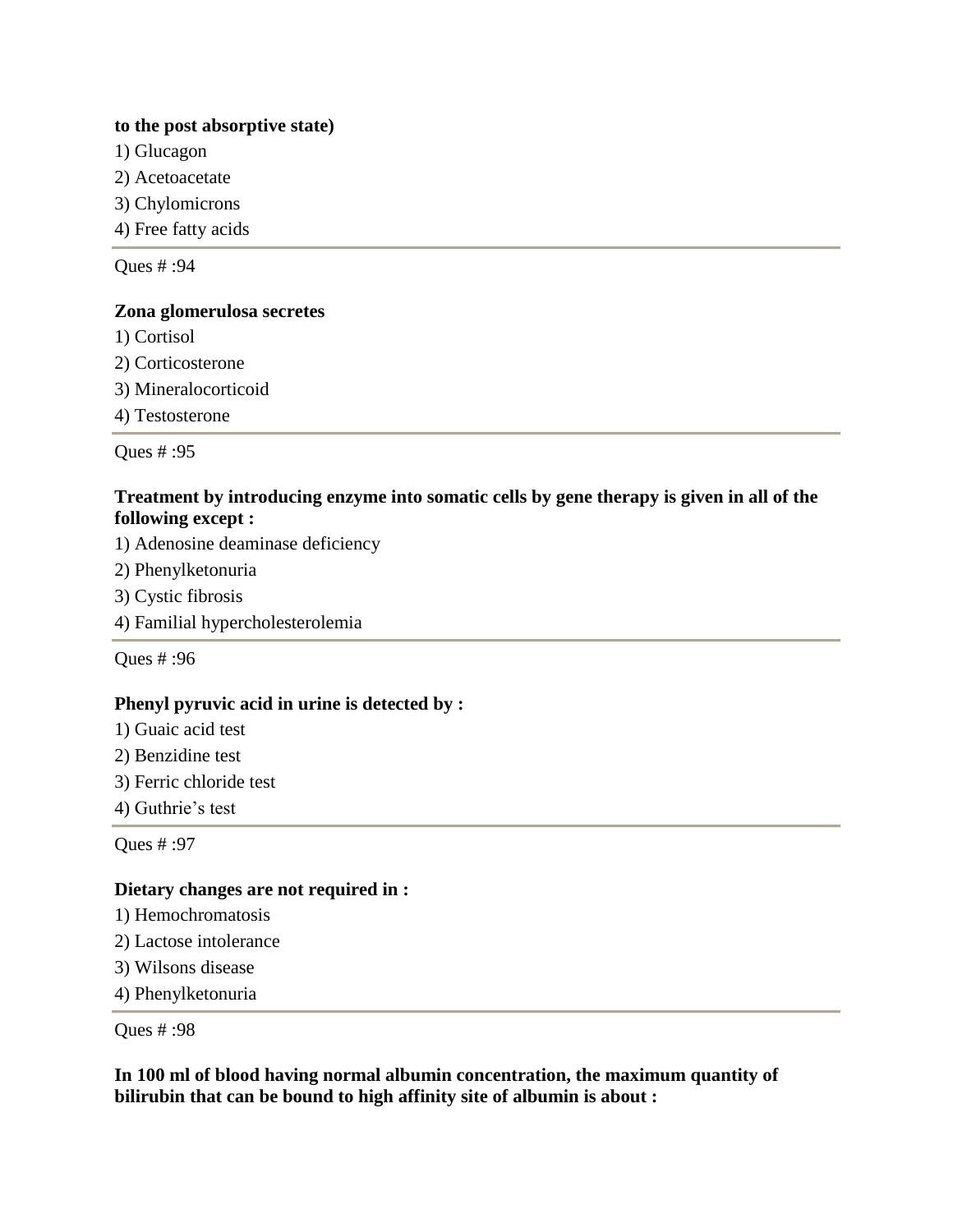**to the post absorptive state)**

1) Glucagon
2) Acetoacetate
3) Chylomicrons
4) Free fatty acids

---

Ques # :94

**Zona glomerulosa secretes**

1) Cortisol
2) Corticosterone
3) Mineralocorticoid
4) Testosterone

---

Ques # :95

**Treatment by introducing enzyme into somatic cells by gene therapy is given in all of the following except :**

1) Adenosine deaminase deficiency
2) Phenylketonuria
3) Cystic fibrosis
4) Familial hypercholesterolemia

---

Ques # :96

**Phenyl pyruvic acid in urine is detected by :**

1) Guaic acid test
2) Benzidine test
3) Ferric chloride test
4) Guthrie's test

---

Ques # :97

**Dietary changes are not required in :**

1) Hemochromatosis
2) Lactose intolerance
3) Wilsons disease
4) Phenylketonuria

---

Ques # :98

**In 100 ml of blood having normal albumin concentration, the maximum quantity of bilirubin that can be bound to high affinity site of albumin is about :**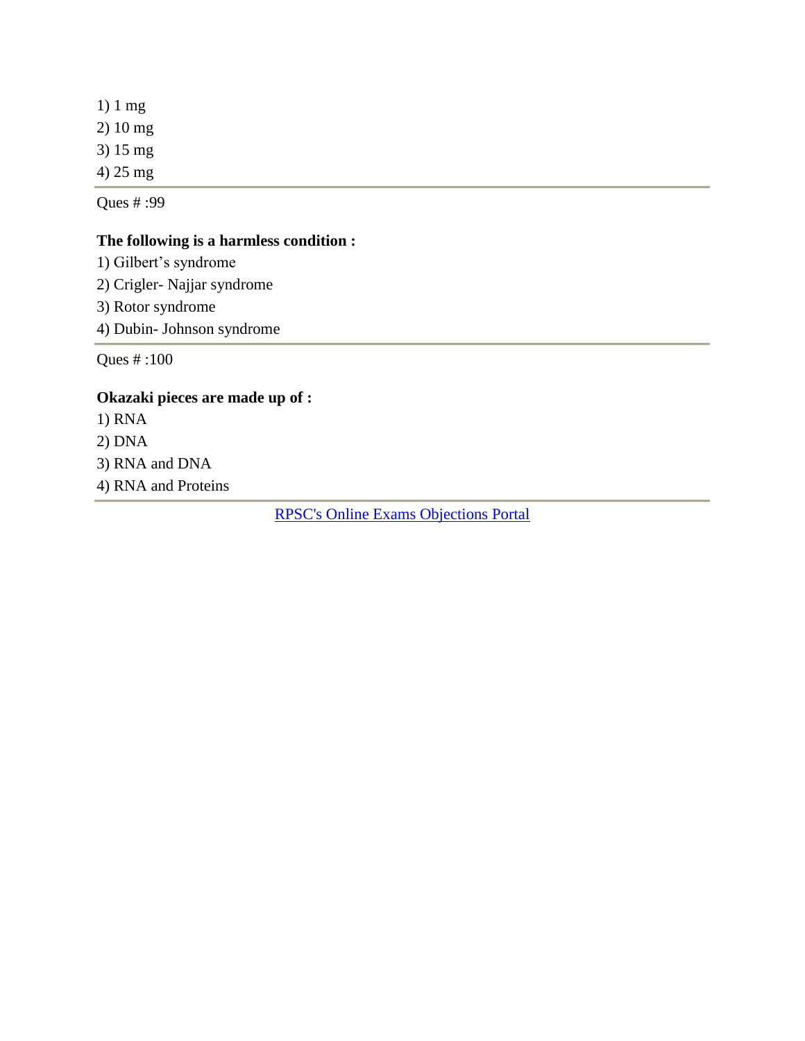1) 1 mg
2) 10 mg
3) 15 mg
4) 25 mg

---

Ques # :99

**The following is a harmless condition :**

1) Gilbert’s syndrome
2) Crigler- Najjar syndrome
3) Rotor syndrome
4) Dubin- Johnson syndrome

---

Ques # :100

**Okazaki pieces are made up of :**

1) RNA
2) DNA
3) RNA and DNA
4) RNA and Proteins

---

RPSC's Online Exams Objections Portal